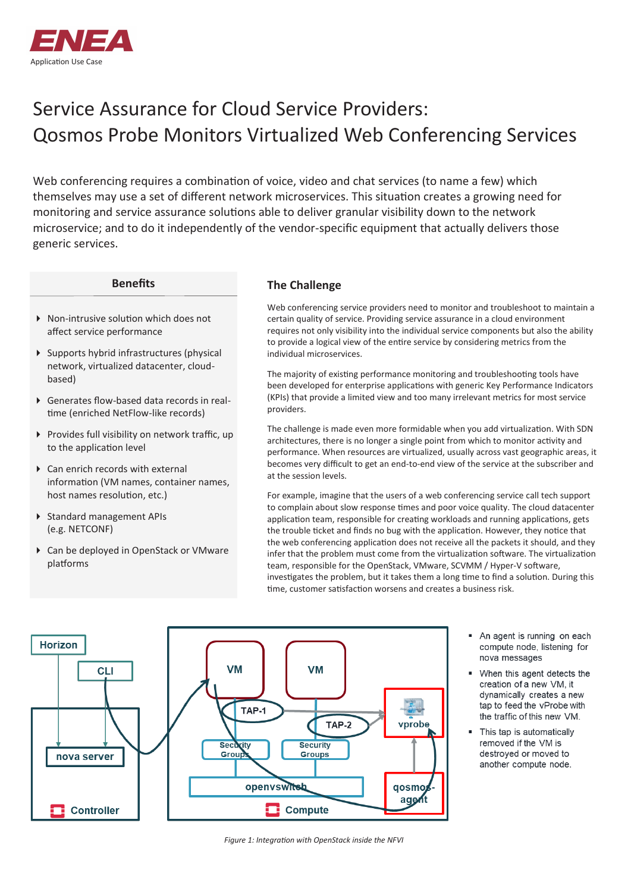ENEA
Application Use Case

# Service Assurance for Cloud Service Providers: Qosmos Probe Monitors Virtualized Web Conferencing Services

Web conferencing requires a combination of voice, video and chat services (to name a few) which themselves may use a set of different network microservices. This situation creates a growing need for monitoring and service assurance solutions able to deliver granular visibility down to the network microservice; and to do it independently of the vendor-specific equipment that actually delivers those generic services.

### Benefits

- Non-intrusive solution which does not affect service performance
- Supports hybrid infrastructures (physical network, virtualized datacenter, cloud-based)
- Generates flow-based data records in real-time (enriched NetFlow-like records)
- Provides full visibility on network traffic, up to the application level
- Can enrich records with external information (VM names, container names, host names resolution, etc.)
- Standard management APIs (e.g. NETCONF)
- Can be deployed in OpenStack or VMware platforms

## The Challenge

Web conferencing service providers need to monitor and troubleshoot to maintain a certain quality of service. Providing service assurance in a cloud environment requires not only visibility into the individual service components but also the ability to provide a logical view of the entire service by considering metrics from the individual microservices.

The majority of existing performance monitoring and troubleshooting tools have been developed for enterprise applications with generic Key Performance Indicators (KPIs) that provide a limited view and too many irrelevant metrics for most service providers.

The challenge is made even more formidable when you add virtualization. With SDN architectures, there is no longer a single point from which to monitor activity and performance. When resources are virtualized, usually across vast geographic areas, it becomes very difficult to get an end-to-end view of the service at the subscriber and at the session levels.

For example, imagine that the users of a web conferencing service call tech support to complain about slow response times and poor voice quality. The cloud datacenter application team, responsible for creating workloads and running applications, gets the trouble ticket and finds no bug with the application. However, they notice that the web conferencing application does not receive all the packets it should, and they infer that the problem must come from the virtualization software. The virtualization team, responsible for the OpenStack, VMware, SCVMM / Hyper-V software, investigates the problem, but it takes them a long time to find a solution. During this time, customer satisfaction worsens and creates a business risk.

- An agent is running on each compute node, listening for nova messages
- When this agent detects the creation of a new VM, it dynamically creates a new tap to feed the vProbe with the traffic of this new VM.
- This tap is automatically removed if the VM is destroyed or moved to another compute node.

*Figure 1: Integration with OpenStack inside the NFVI*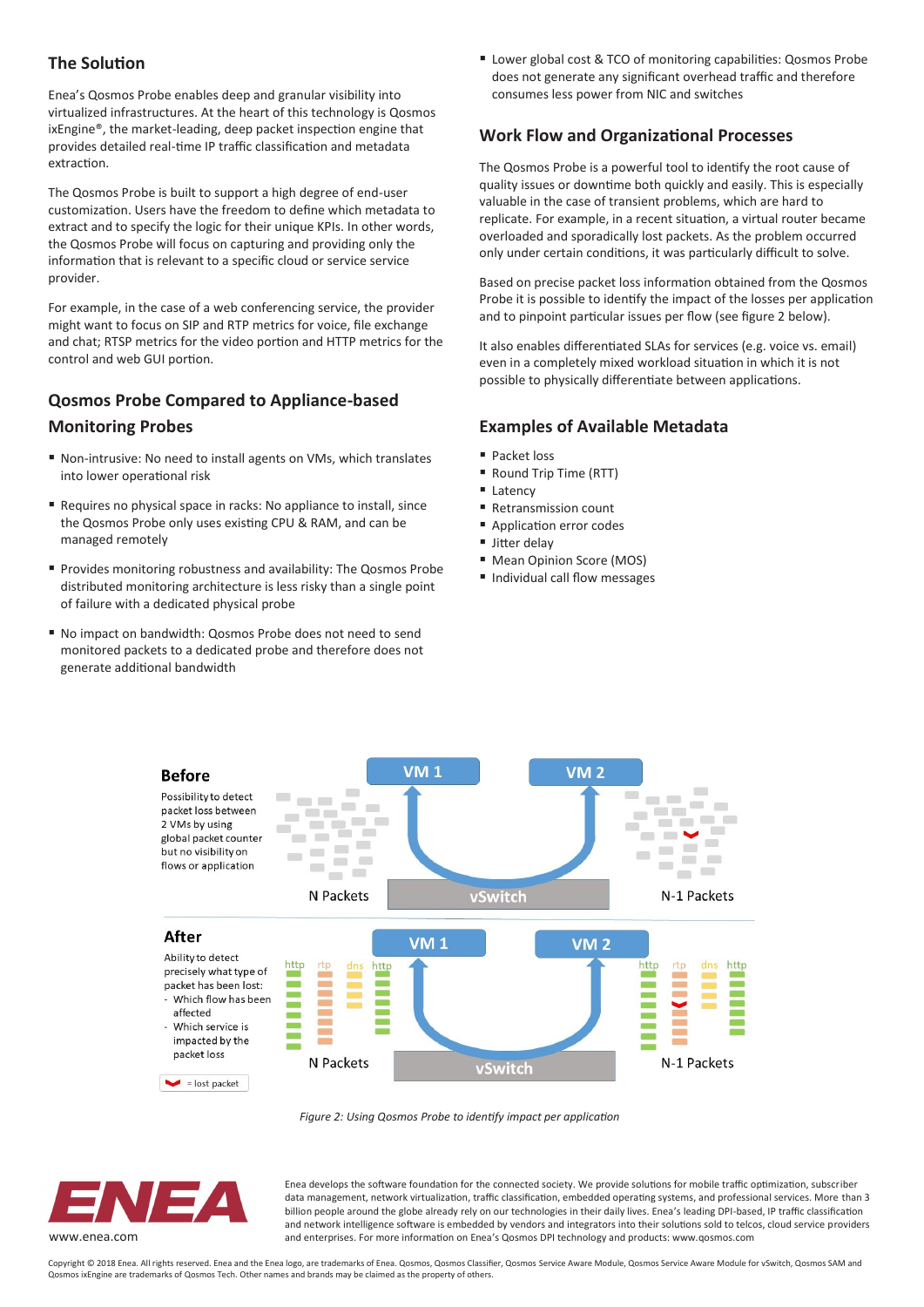## The Solution

Enea's Qosmos Probe enables deep and granular visibility into virtualized infrastructures. At the heart of this technology is Qosmos ixEngine®, the market-leading, deep packet inspection engine that provides detailed real-time IP traffic classification and metadata extraction.

The Qosmos Probe is built to support a high degree of end-user customization. Users have the freedom to define which metadata to extract and to specify the logic for their unique KPIs. In other words, the Qosmos Probe will focus on capturing and providing only the information that is relevant to a specific cloud or service service provider.

For example, in the case of a web conferencing service, the provider might want to focus on SIP and RTP metrics for voice, file exchange and chat; RTSP metrics for the video portion and HTTP metrics for the control and web GUI portion.

## Qosmos Probe Compared to Appliance-based Monitoring Probes

- Non-intrusive: No need to install agents on VMs, which translates into lower operational risk
- Requires no physical space in racks: No appliance to install, since the Qosmos Probe only uses existing CPU & RAM, and can be managed remotely
- Provides monitoring robustness and availability: The Qosmos Probe distributed monitoring architecture is less risky than a single point of failure with a dedicated physical probe
- No impact on bandwidth: Qosmos Probe does not need to send monitored packets to a dedicated probe and therefore does not generate additional bandwidth
- Lower global cost & TCO of monitoring capabilities: Qosmos Probe does not generate any significant overhead traffic and therefore consumes less power from NIC and switches

## Work Flow and Organizational Processes

The Qosmos Probe is a powerful tool to identify the root cause of quality issues or downtime both quickly and easily. This is especially valuable in the case of transient problems, which are hard to replicate. For example, in a recent situation, a virtual router became overloaded and sporadically lost packets. As the problem occurred only under certain conditions, it was particularly difficult to solve.

Based on precise packet loss information obtained from the Qosmos Probe it is possible to identify the impact of the losses per application and to pinpoint particular issues per flow (see figure 2 below).

It also enables differentiated SLAs for services (e.g. voice vs. email) even in a completely mixed workload situation in which it is not possible to physically differentiate between applications.

## Examples of Available Metadata

- Packet loss
- Round Trip Time (RTT)
- Latency
- Retransmission count
- Application error codes
- Jitter delay
- Mean Opinion Score (MOS)
- Individual call flow messages

**Before**

Possibility to detect packet loss between 2 VMs by using global packet counter but no visibility on flows or application

VM 1
VM 2
N Packets
vSwitch
N-1 Packets

**After**

Ability to detect precisely what type of packet has been lost:
- Which flow has been affected
- Which service is impacted by the packet loss

= lost packet

VM 1
VM 2
http rtp dns http
N Packets
vSwitch
http rtp dns http
N-1 Packets

*Figure 2: Using Qosmos Probe to identify impact per application*

ENEA
www.enea.com

Enea develops the software foundation for the connected society. We provide solutions for mobile traffic optimization, subscriber data management, network virtualization, traffic classification, embedded operating systems, and professional services. More than 3 billion people around the globe already rely on our technologies in their daily lives. Enea's leading DPI-based, IP traffic classification and network intelligence software is embedded by vendors and integrators into their solutions sold to telcos, cloud service providers and enterprises. For more information on Enea's Qosmos DPI technology and products: www.qosmos.com

Copyright © 2018 Enea. All rights reserved. Enea and the Enea logo, are trademarks of Enea. Qosmos, Qosmos Classifier, Qosmos Service Aware Module, Qosmos Service Aware Module for vSwitch, Qosmos SAM and Qosmos ixEngine are trademarks of Qosmos Tech. Other names and brands may be claimed as the property of others.